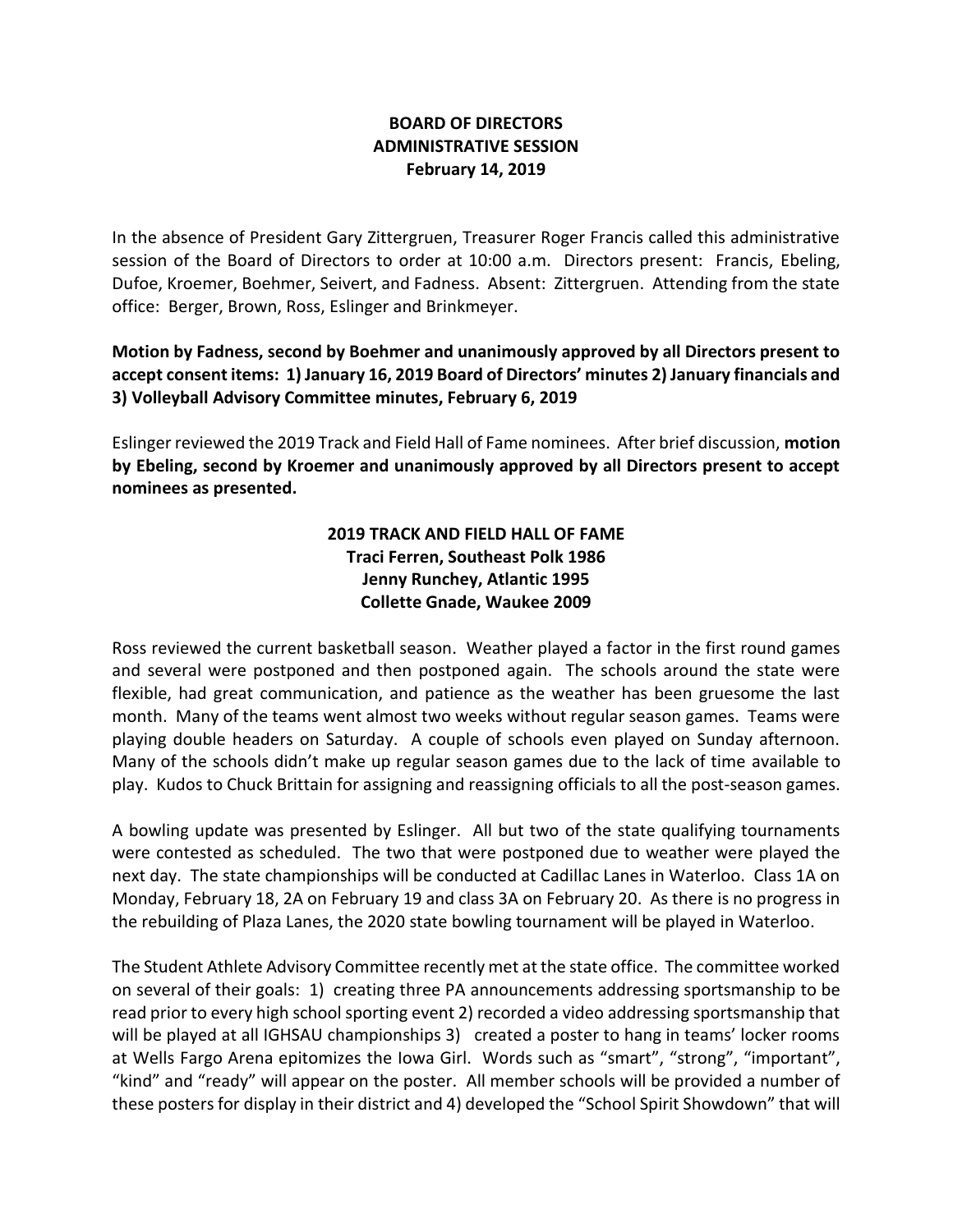**BOARD OF DIRECTORS**
**ADMINISTRATIVE SESSION**
**February 14, 2019**

In the absence of President Gary Zittergruen, Treasurer Roger Francis called this administrative session of the Board of Directors to order at 10:00 a.m. Directors present: Francis, Ebeling, Dufoe, Kroemer, Boehmer, Seivert, and Fadness. Absent: Zittergruen. Attending from the state office: Berger, Brown, Ross, Eslinger and Brinkmeyer.

**Motion by Fadness, second by Boehmer and unanimously approved by all Directors present to accept consent items: 1) January 16, 2019 Board of Directors' minutes 2) January financials and 3) Volleyball Advisory Committee minutes, February 6, 2019**

Eslinger reviewed the 2019 Track and Field Hall of Fame nominees. After brief discussion, **motion by Ebeling, second by Kroemer and unanimously approved by all Directors present to accept nominees as presented.**

**2019 TRACK AND FIELD HALL OF FAME**
**Traci Ferren, Southeast Polk 1986**
**Jenny Runchey, Atlantic 1995**
**Collette Gnade, Waukee 2009**

Ross reviewed the current basketball season. Weather played a factor in the first round games and several were postponed and then postponed again. The schools around the state were flexible, had great communication, and patience as the weather has been gruesome the last month. Many of the teams went almost two weeks without regular season games. Teams were playing double headers on Saturday. A couple of schools even played on Sunday afternoon. Many of the schools didn't make up regular season games due to the lack of time available to play. Kudos to Chuck Brittain for assigning and reassigning officials to all the post-season games.

A bowling update was presented by Eslinger. All but two of the state qualifying tournaments were contested as scheduled. The two that were postponed due to weather were played the next day. The state championships will be conducted at Cadillac Lanes in Waterloo. Class 1A on Monday, February 18, 2A on February 19 and class 3A on February 20. As there is no progress in the rebuilding of Plaza Lanes, the 2020 state bowling tournament will be played in Waterloo.

The Student Athlete Advisory Committee recently met at the state office. The committee worked on several of their goals: 1) creating three PA announcements addressing sportsmanship to be read prior to every high school sporting event 2) recorded a video addressing sportsmanship that will be played at all IGHSAU championships 3) created a poster to hang in teams' locker rooms at Wells Fargo Arena epitomizes the Iowa Girl. Words such as "smart", "strong", "important", "kind" and "ready" will appear on the poster. All member schools will be provided a number of these posters for display in their district and 4) developed the "School Spirit Showdown" that will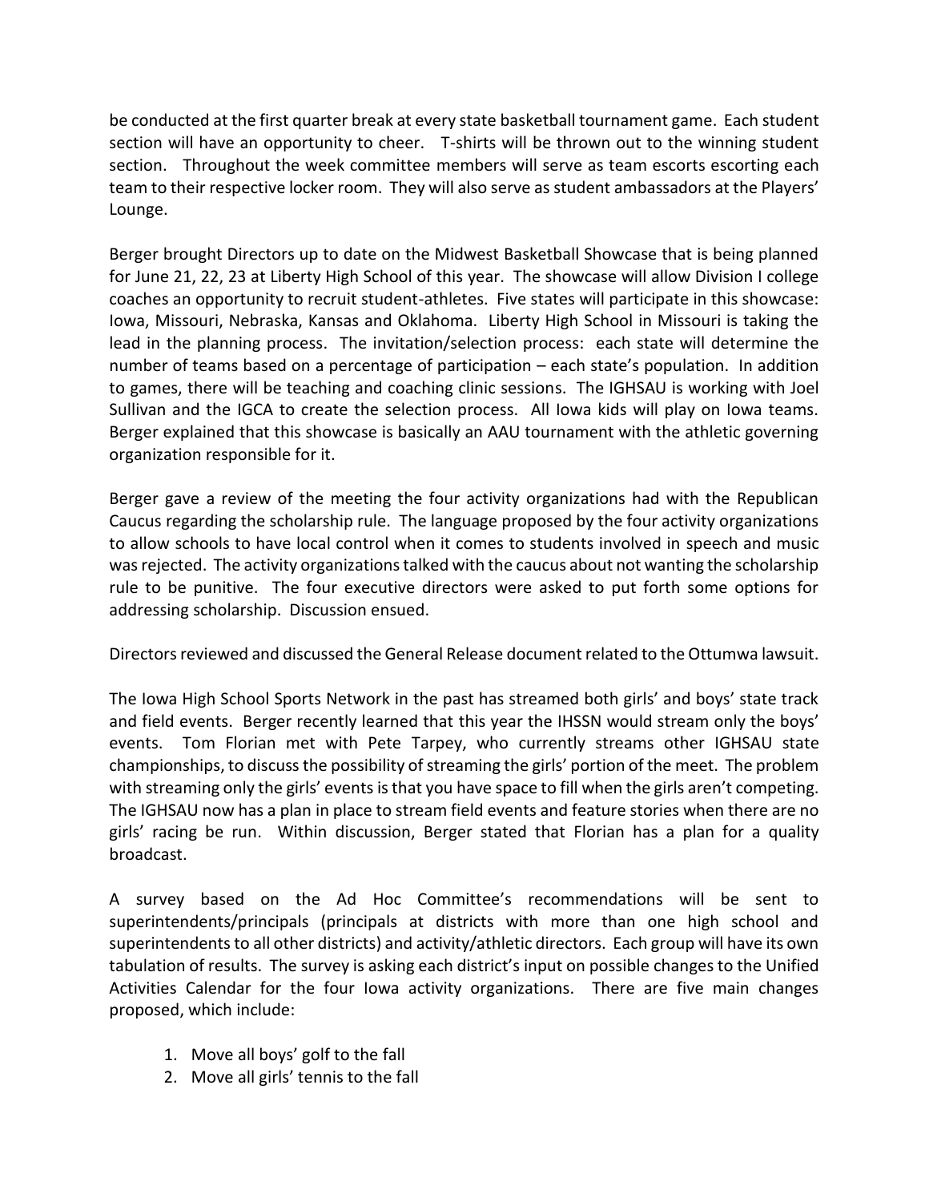be conducted at the first quarter break at every state basketball tournament game. Each student section will have an opportunity to cheer. T-shirts will be thrown out to the winning student section. Throughout the week committee members will serve as team escorts escorting each team to their respective locker room. They will also serve as student ambassadors at the Players' Lounge.

Berger brought Directors up to date on the Midwest Basketball Showcase that is being planned for June 21, 22, 23 at Liberty High School of this year. The showcase will allow Division I college coaches an opportunity to recruit student-athletes. Five states will participate in this showcase: Iowa, Missouri, Nebraska, Kansas and Oklahoma. Liberty High School in Missouri is taking the lead in the planning process. The invitation/selection process: each state will determine the number of teams based on a percentage of participation – each state's population. In addition to games, there will be teaching and coaching clinic sessions. The IGHSAU is working with Joel Sullivan and the IGCA to create the selection process. All Iowa kids will play on Iowa teams. Berger explained that this showcase is basically an AAU tournament with the athletic governing organization responsible for it.

Berger gave a review of the meeting the four activity organizations had with the Republican Caucus regarding the scholarship rule. The language proposed by the four activity organizations to allow schools to have local control when it comes to students involved in speech and music was rejected. The activity organizations talked with the caucus about not wanting the scholarship rule to be punitive. The four executive directors were asked to put forth some options for addressing scholarship. Discussion ensued.

Directors reviewed and discussed the General Release document related to the Ottumwa lawsuit.

The Iowa High School Sports Network in the past has streamed both girls' and boys' state track and field events. Berger recently learned that this year the IHSSN would stream only the boys' events. Tom Florian met with Pete Tarpey, who currently streams other IGHSAU state championships, to discuss the possibility of streaming the girls' portion of the meet. The problem with streaming only the girls' events is that you have space to fill when the girls aren't competing. The IGHSAU now has a plan in place to stream field events and feature stories when there are no girls' racing be run. Within discussion, Berger stated that Florian has a plan for a quality broadcast.

A survey based on the Ad Hoc Committee's recommendations will be sent to superintendents/principals (principals at districts with more than one high school and superintendents to all other districts) and activity/athletic directors. Each group will have its own tabulation of results. The survey is asking each district's input on possible changes to the Unified Activities Calendar for the four Iowa activity organizations. There are five main changes proposed, which include:

1. Move all boys' golf to the fall
2. Move all girls' tennis to the fall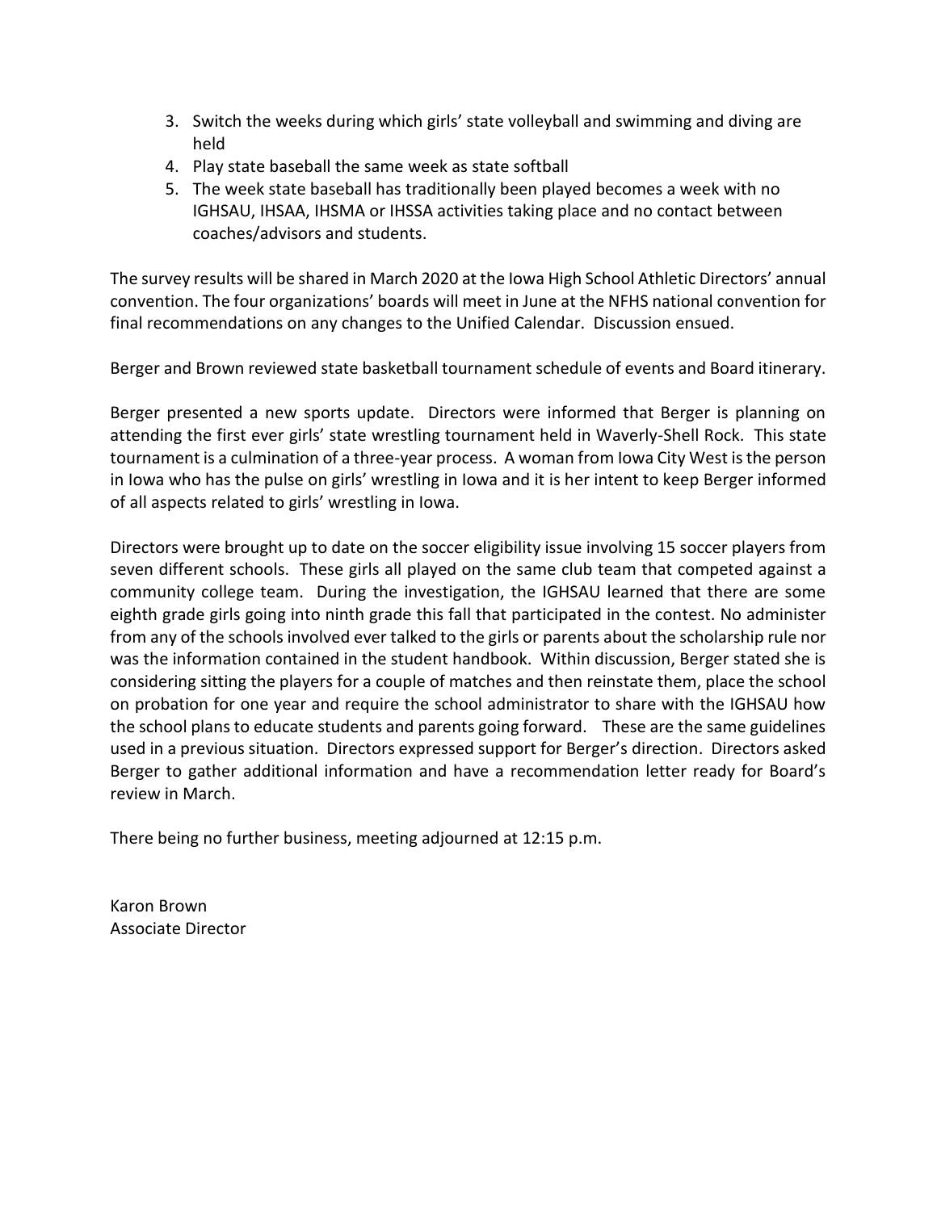3. Switch the weeks during which girls' state volleyball and swimming and diving are held
4. Play state baseball the same week as state softball
5. The week state baseball has traditionally been played becomes a week with no IGHSAU, IHSAA, IHSMA or IHSSA activities taking place and no contact between coaches/advisors and students.

The survey results will be shared in March 2020 at the Iowa High School Athletic Directors' annual convention. The four organizations' boards will meet in June at the NFHS national convention for final recommendations on any changes to the Unified Calendar. Discussion ensued.

Berger and Brown reviewed state basketball tournament schedule of events and Board itinerary.

Berger presented a new sports update. Directors were informed that Berger is planning on attending the first ever girls' state wrestling tournament held in Waverly-Shell Rock. This state tournament is a culmination of a three-year process. A woman from Iowa City West is the person in Iowa who has the pulse on girls' wrestling in Iowa and it is her intent to keep Berger informed of all aspects related to girls' wrestling in Iowa.

Directors were brought up to date on the soccer eligibility issue involving 15 soccer players from seven different schools. These girls all played on the same club team that competed against a community college team. During the investigation, the IGHSAU learned that there are some eighth grade girls going into ninth grade this fall that participated in the contest. No administer from any of the schools involved ever talked to the girls or parents about the scholarship rule nor was the information contained in the student handbook. Within discussion, Berger stated she is considering sitting the players for a couple of matches and then reinstate them, place the school on probation for one year and require the school administrator to share with the IGHSAU how the school plans to educate students and parents going forward. These are the same guidelines used in a previous situation. Directors expressed support for Berger's direction. Directors asked Berger to gather additional information and have a recommendation letter ready for Board's review in March.

There being no further business, meeting adjourned at 12:15 p.m.

Karon Brown
Associate Director